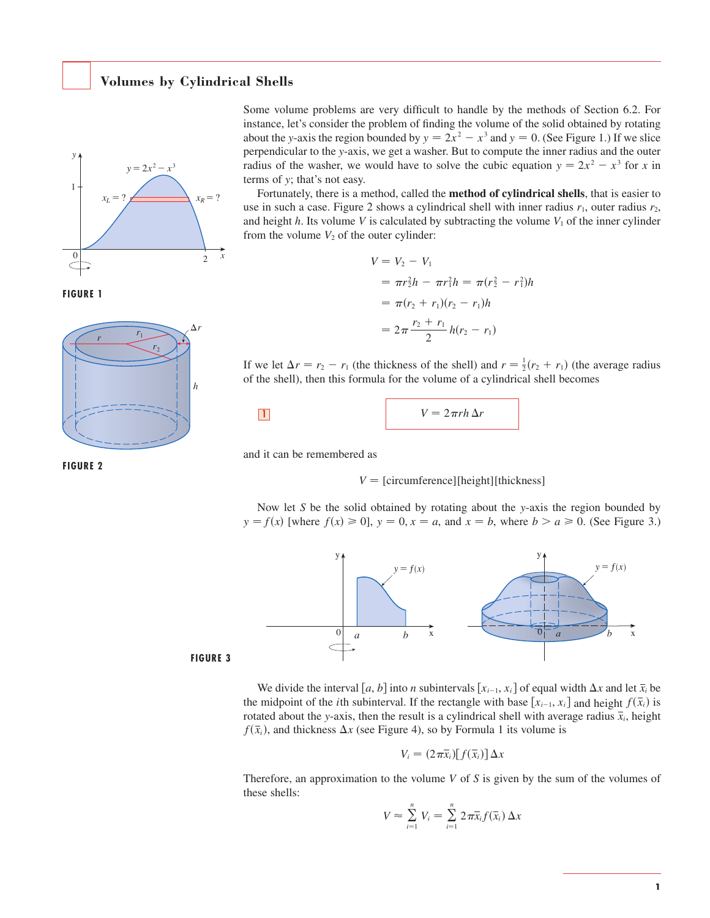## Volumes by Cylindrical Shells

Some volume problems are very difficult to handle by the methods of Section 6.2. For instance, let's consider the problem of finding the volume of the solid obtained by rotating about the $y$-axis the region bounded by $y = 2x^2 - x^3$ and $y = 0$. (See Figure 1.) If we slice perpendicular to the $y$-axis, we get a washer. But to compute the inner radius and the outer radius of the washer, we would have to solve the cubic equation $y = 2x^2 - x^3$ for $x$ in terms of $y$; that's not easy.

FIGURE 1

Fortunately, there is a method, called the **method of cylindrical shells**, that is easier to use in such a case. Figure 2 shows a cylindrical shell with inner radius $r_1$, outer radius $r_2$, and height $h$. Its volume $V$ is calculated by subtracting the volume $V_1$ of the inner cylinder from the volume $V_2$ of the outer cylinder:

FIGURE 2

$$
\begin{aligned}
V &= V_2 - V_1 \\
&= \pi r_2^2 h - \pi r_1^2 h = \pi(r_2^2 - r_1^2)h \\
&= \pi(r_2 + r_1)(r_2 - r_1)h \\
&= 2\pi \frac{r_2 + r_1}{2} h(r_2 - r_1)
\end{aligned}
$$

If we let $\Delta r = r_2 - r_1$ (the thickness of the shell) and $r = \frac{1}{2}(r_2 + r_1)$ (the average radius of the shell), then this formula for the volume of a cylindrical shell becomes

**1**
$$V = 2\pi r h \, \Delta r$$

and it can be remembered as

$$V = [\text{circumference}][\text{height}][\text{thickness}]$$

Now let $S$ be the solid obtained by rotating about the $y$-axis the region bounded by $y = f(x)$ [where $f(x) \geqslant 0$], $y = 0$, $x = a$, and $x = b$, where $b > a \geqslant 0$. (See Figure 3.)

FIGURE 3

We divide the interval $[a, b]$ into $n$ subintervals $[x_{i-1}, x_i]$ of equal width $\Delta x$ and let $\bar{x}_i$ be the midpoint of the $i$th subinterval. If the rectangle with base $[x_{i-1}, x_i]$ and height $f(\bar{x}_i)$ is rotated about the $y$-axis, then the result is a cylindrical shell with average radius $\bar{x}_i$, height $f(\bar{x}_i)$, and thickness $\Delta x$ (see Figure 4), so by Formula 1 its volume is

$$V_i = (2\pi \bar{x}_i)[f(\bar{x}_i)] \, \Delta x$$

Therefore, an approximation to the volume $V$ of $S$ is given by the sum of the volumes of these shells:

$$V \approx \sum_{i=1}^{n} V_i = \sum_{i=1}^{n} 2\pi \bar{x}_i f(\bar{x}_i) \, \Delta x$$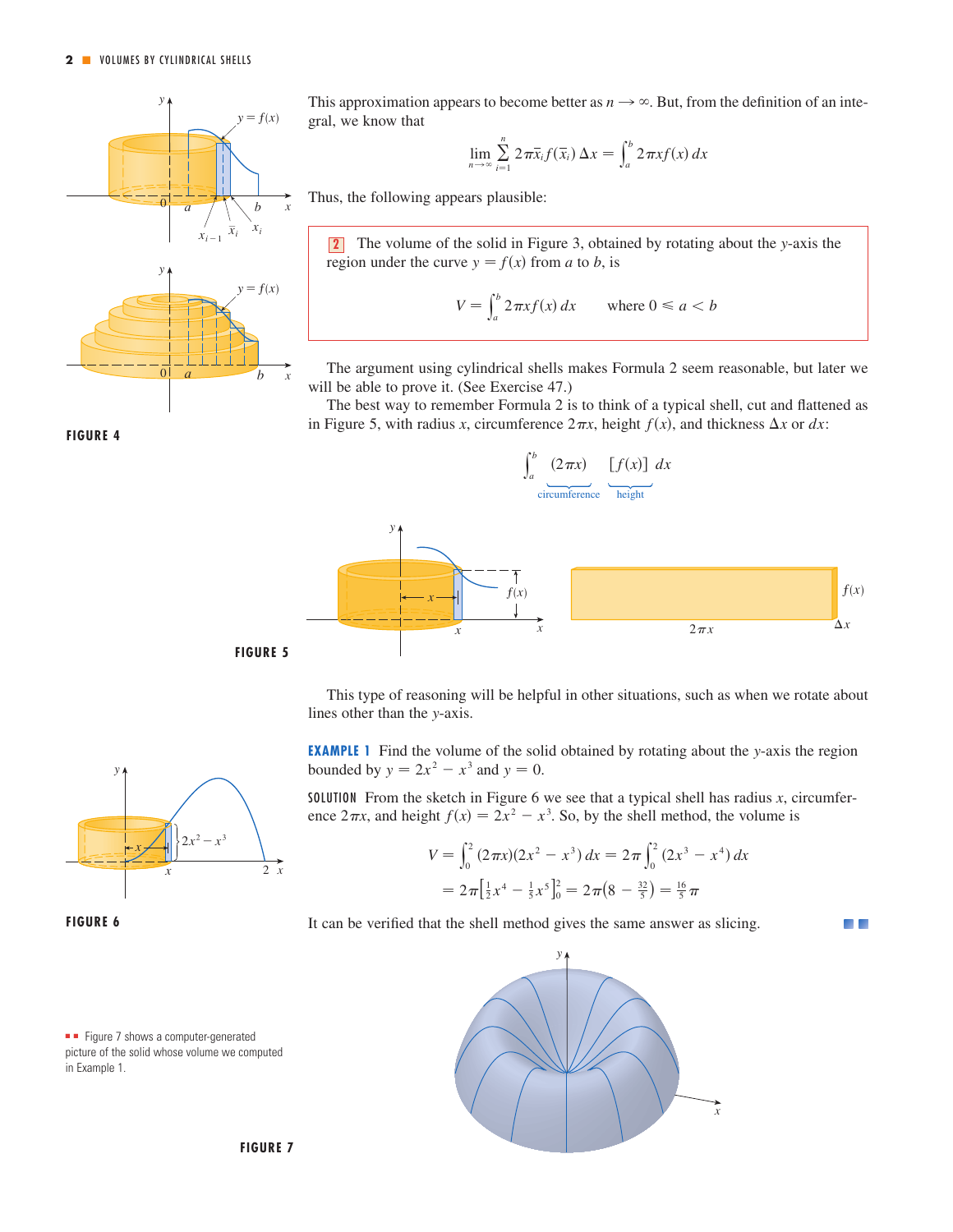**FIGURE 4**

This approximation appears to become better as $n \to \infty$. But, from the definition of an integral, we know that

$$\lim_{n \to \infty} \sum_{i=1}^{n} 2\pi \bar{x}_i f(\bar{x}_i)\,\Delta x = \int_a^b 2\pi x f(x)\,dx$$

Thus, the following appears plausible:

> **2** The volume of the solid in Figure 3, obtained by rotating about the $y$-axis the region under the curve $y = f(x)$ from $a$ to $b$, is
>
> $$V = \int_a^b 2\pi x f(x)\,dx \qquad \text{where } 0 \leqslant a < b$$

The argument using cylindrical shells makes Formula 2 seem reasonable, but later we will be able to prove it. (See Exercise 47.)

The best way to remember Formula 2 is to think of a typical shell, cut and flattened as in Figure 5, with radius $x$, circumference $2\pi x$, height $f(x)$, and thickness $\Delta x$ or $dx$:

$$\int_a^b \underbrace{(2\pi x)}_{\text{circumference}} \;\; \underbrace{[f(x)]}_{\text{height}} \; dx$$

**FIGURE 5**

This type of reasoning will be helpful in other situations, such as when we rotate about lines other than the $y$-axis.

**EXAMPLE 1** Find the volume of the solid obtained by rotating about the $y$-axis the region bounded by $y = 2x^2 - x^3$ and $y = 0$.

SOLUTION From the sketch in Figure 6 we see that a typical shell has radius $x$, circumference $2\pi x$, and height $f(x) = 2x^2 - x^3$. So, by the shell method, the volume is

$$V = \int_0^2 (2\pi x)(2x^2 - x^3)\,dx = 2\pi \int_0^2 (2x^3 - x^4)\,dx$$

$$= 2\pi \left[\tfrac{1}{2}x^4 - \tfrac{1}{5}x^5\right]_0^2 = 2\pi\left(8 - \tfrac{32}{5}\right) = \tfrac{16}{5}\pi$$

It can be verified that the shell method gives the same answer as slicing.

**FIGURE 6**

Figure 7 shows a computer-generated picture of the solid whose volume we computed in Example 1.

**FIGURE 7**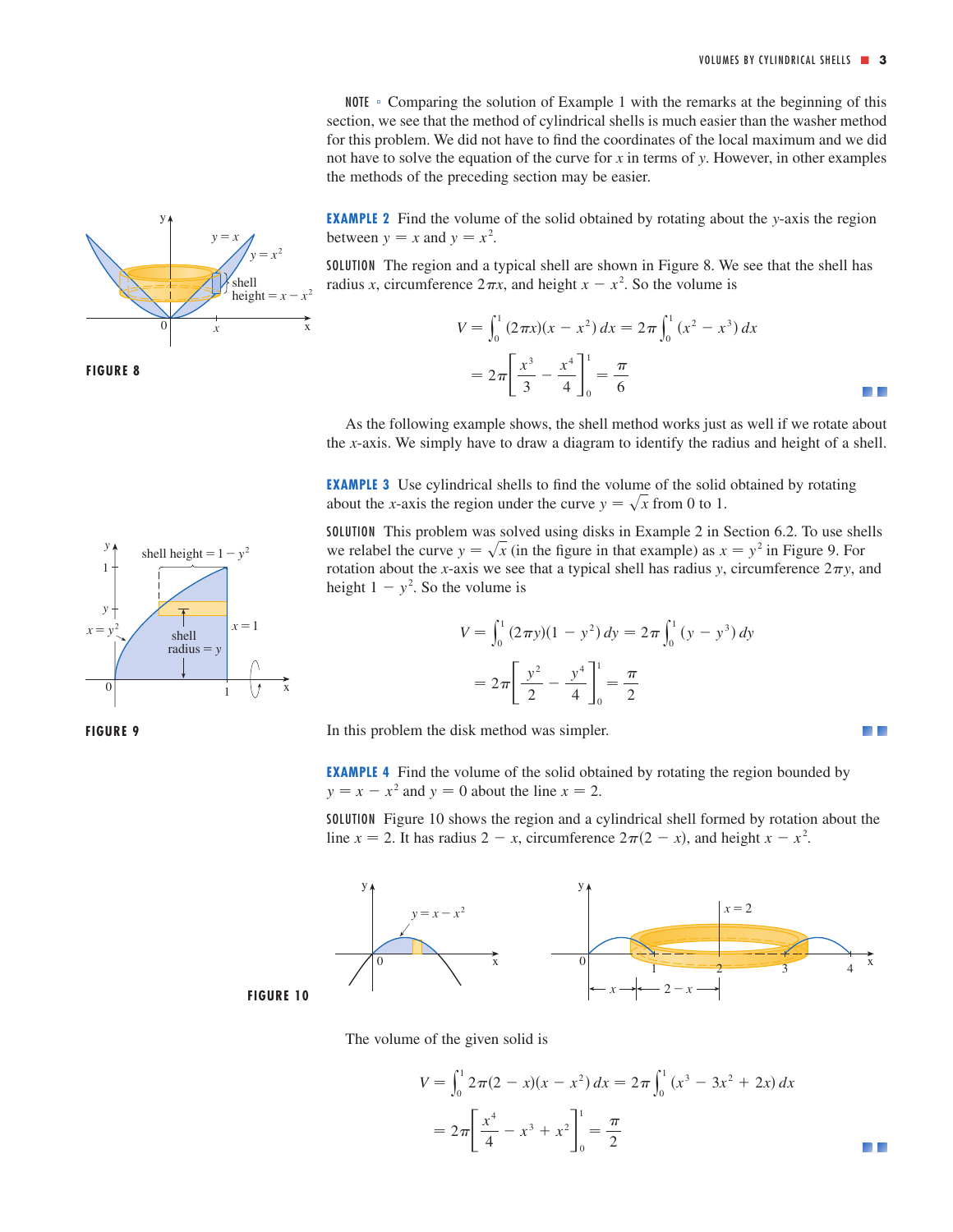NOTE ▫ Comparing the solution of Example 1 with the remarks at the beginning of this section, we see that the method of cylindrical shells is much easier than the washer method for this problem. We did not have to find the coordinates of the local maximum and we did not have to solve the equation of the curve for $x$ in terms of $y$. However, in other examples the methods of the preceding section may be easier.

**EXAMPLE 2** Find the volume of the solid obtained by rotating about the $y$-axis the region between $y = x$ and $y = x^2$.

SOLUTION The region and a typical shell are shown in Figure 8. We see that the shell has radius $x$, circumference $2\pi x$, and height $x - x^2$. So the volume is

$$V = \int_0^1 (2\pi x)(x - x^2)\,dx = 2\pi \int_0^1 (x^2 - x^3)\,dx$$

$$= 2\pi \left[ \frac{x^3}{3} - \frac{x^4}{4} \right]_0^1 = \frac{\pi}{6}$$

FIGURE 8

As the following example shows, the shell method works just as well if we rotate about the $x$-axis. We simply have to draw a diagram to identify the radius and height of a shell.

**EXAMPLE 3** Use cylindrical shells to find the volume of the solid obtained by rotating about the $x$-axis the region under the curve $y = \sqrt{x}$ from 0 to 1.

SOLUTION This problem was solved using disks in Example 2 in Section 6.2. To use shells we relabel the curve $y = \sqrt{x}$ (in the figure in that example) as $x = y^2$ in Figure 9. For rotation about the $x$-axis we see that a typical shell has radius $y$, circumference $2\pi y$, and height $1 - y^2$. So the volume is

$$V = \int_0^1 (2\pi y)(1 - y^2)\,dy = 2\pi \int_0^1 (y - y^3)\,dy$$

$$= 2\pi \left[ \frac{y^2}{2} - \frac{y^4}{4} \right]_0^1 = \frac{\pi}{2}$$

FIGURE 9

In this problem the disk method was simpler.

**EXAMPLE 4** Find the volume of the solid obtained by rotating the region bounded by $y = x - x^2$ and $y = 0$ about the line $x = 2$.

SOLUTION Figure 10 shows the region and a cylindrical shell formed by rotation about the line $x = 2$. It has radius $2 - x$, circumference $2\pi(2 - x)$, and height $x - x^2$.

FIGURE 10

The volume of the given solid is

$$V = \int_0^1 2\pi(2 - x)(x - x^2)\,dx = 2\pi \int_0^1 (x^3 - 3x^2 + 2x)\,dx$$

$$= 2\pi \left[ \frac{x^4}{4} - x^3 + x^2 \right]_0^1 = \frac{\pi}{2}$$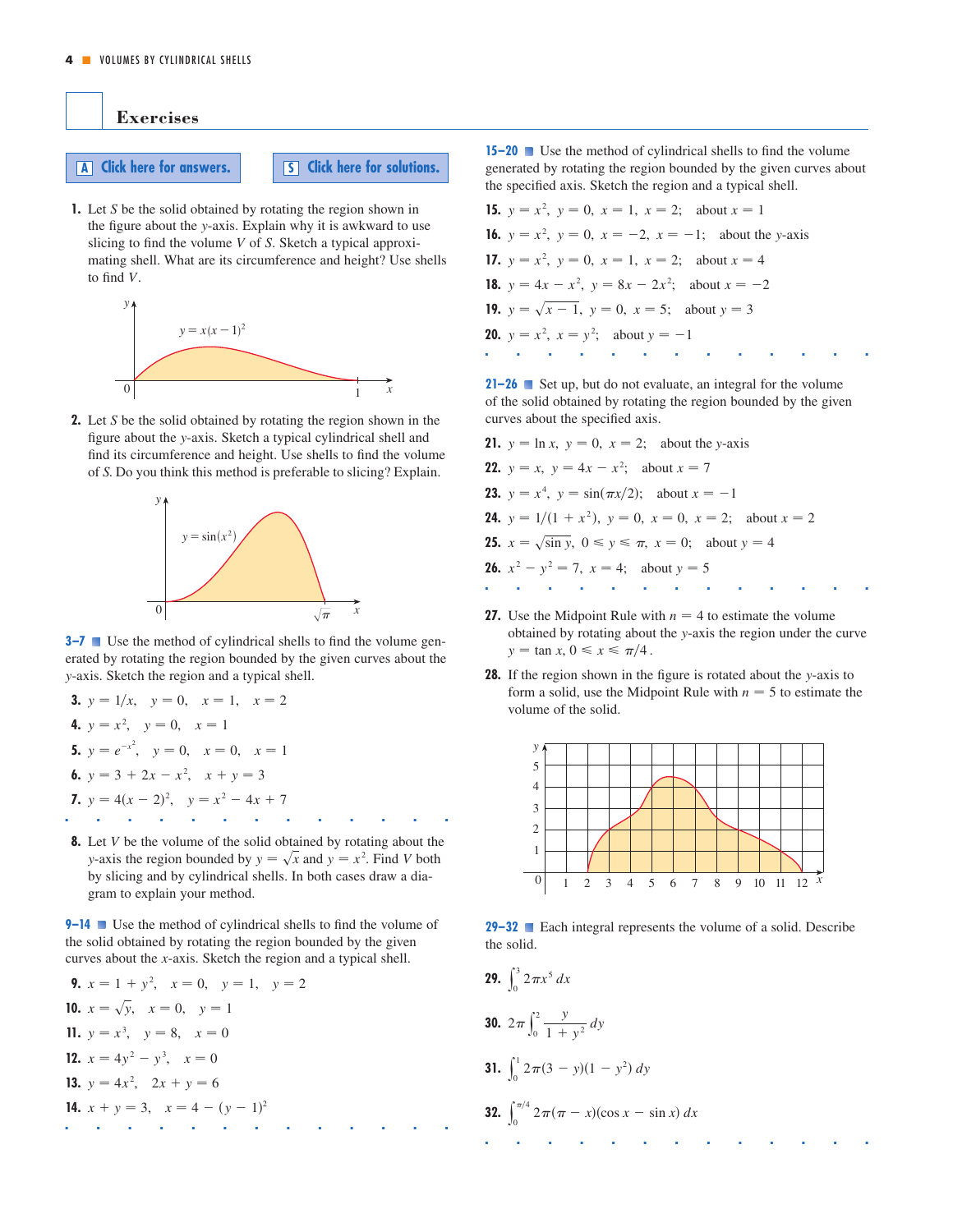## Exercises

**A** Click here for answers. **S** Click here for solutions.

**1.** Let $S$ be the solid obtained by rotating the region shown in the figure about the $y$-axis. Explain why it is awkward to use slicing to find the volume $V$ of $S$. Sketch a typical approximating shell. What are its circumference and height? Use shells to find $V$.

$y = x(x-1)^2$

**2.** Let $S$ be the solid obtained by rotating the region shown in the figure about the $y$-axis. Sketch a typical cylindrical shell and find its circumference and height. Use shells to find the volume of $S$. Do you think this method is preferable to slicing? Explain.

$y = \sin(x^2)$

**3–7** ■ Use the method of cylindrical shells to find the volume generated by rotating the region bounded by the given curves about the $y$-axis. Sketch the region and a typical shell.

**3.** $y = 1/x, \quad y = 0, \quad x = 1, \quad x = 2$

**4.** $y = x^2, \quad y = 0, \quad x = 1$

**5.** $y = e^{-x^2}, \quad y = 0, \quad x = 0, \quad x = 1$

**6.** $y = 3 + 2x - x^2, \quad x + y = 3$

**7.** $y = 4(x-2)^2, \quad y = x^2 - 4x + 7$

**8.** Let $V$ be the volume of the solid obtained by rotating about the $y$-axis the region bounded by $y = \sqrt{x}$ and $y = x^2$. Find $V$ both by slicing and by cylindrical shells. In both cases draw a diagram to explain your method.

**9–14** ■ Use the method of cylindrical shells to find the volume of the solid obtained by rotating the region bounded by the given curves about the $x$-axis. Sketch the region and a typical shell.

**9.** $x = 1 + y^2, \quad x = 0, \quad y = 1, \quad y = 2$

**10.** $x = \sqrt{y}, \quad x = 0, \quad y = 1$

**11.** $y = x^3, \quad y = 8, \quad x = 0$

**12.** $x = 4y^2 - y^3, \quad x = 0$

**13.** $y = 4x^2, \quad 2x + y = 6$

**14.** $x + y = 3, \quad x = 4 - (y-1)^2$

**15–20** ■ Use the method of cylindrical shells to find the volume generated by rotating the region bounded by the given curves about the specified axis. Sketch the region and a typical shell.

**15.** $y = x^2, \; y = 0, \; x = 1, \; x = 2;$ about $x = 1$

**16.** $y = x^2, \; y = 0, \; x = -2, \; x = -1;$ about the $y$-axis

**17.** $y = x^2, \; y = 0, \; x = 1, \; x = 2;$ about $x = 4$

**18.** $y = 4x - x^2, \; y = 8x - 2x^2;$ about $x = -2$

**19.** $y = \sqrt{x-1}, \; y = 0, \; x = 5;$ about $y = 3$

**20.** $y = x^2, \; x = y^2;$ about $y = -1$

**21–26** ■ Set up, but do not evaluate, an integral for the volume of the solid obtained by rotating the region bounded by the given curves about the specified axis.

**21.** $y = \ln x, \; y = 0, \; x = 2;$ about the $y$-axis

**22.** $y = x, \; y = 4x - x^2;$ about $x = 7$

**23.** $y = x^4, \; y = \sin(\pi x/2);$ about $x = -1$

**24.** $y = 1/(1 + x^2), \; y = 0, \; x = 0, \; x = 2;$ about $x = 2$

**25.** $x = \sqrt{\sin y}, \; 0 \leqslant y \leqslant \pi, \; x = 0;$ about $y = 4$

**26.** $x^2 - y^2 = 7, \; x = 4;$ about $y = 5$

**27.** Use the Midpoint Rule with $n = 4$ to estimate the volume obtained by rotating about the $y$-axis the region under the curve $y = \tan x$, $0 \leqslant x \leqslant \pi/4$.

**28.** If the region shown in the figure is rotated about the $y$-axis to form a solid, use the Midpoint Rule with $n = 5$ to estimate the volume of the solid.

**29–32** ■ Each integral represents the volume of a solid. Describe the solid.

**29.** $\displaystyle\int_0^3 2\pi x^5 \, dx$

**30.** $\displaystyle 2\pi \int_0^2 \frac{y}{1 + y^2} \, dy$

**31.** $\displaystyle\int_0^1 2\pi(3 - y)(1 - y^2) \, dy$

**32.** $\displaystyle\int_0^{\pi/4} 2\pi(\pi - x)(\cos x - \sin x) \, dx$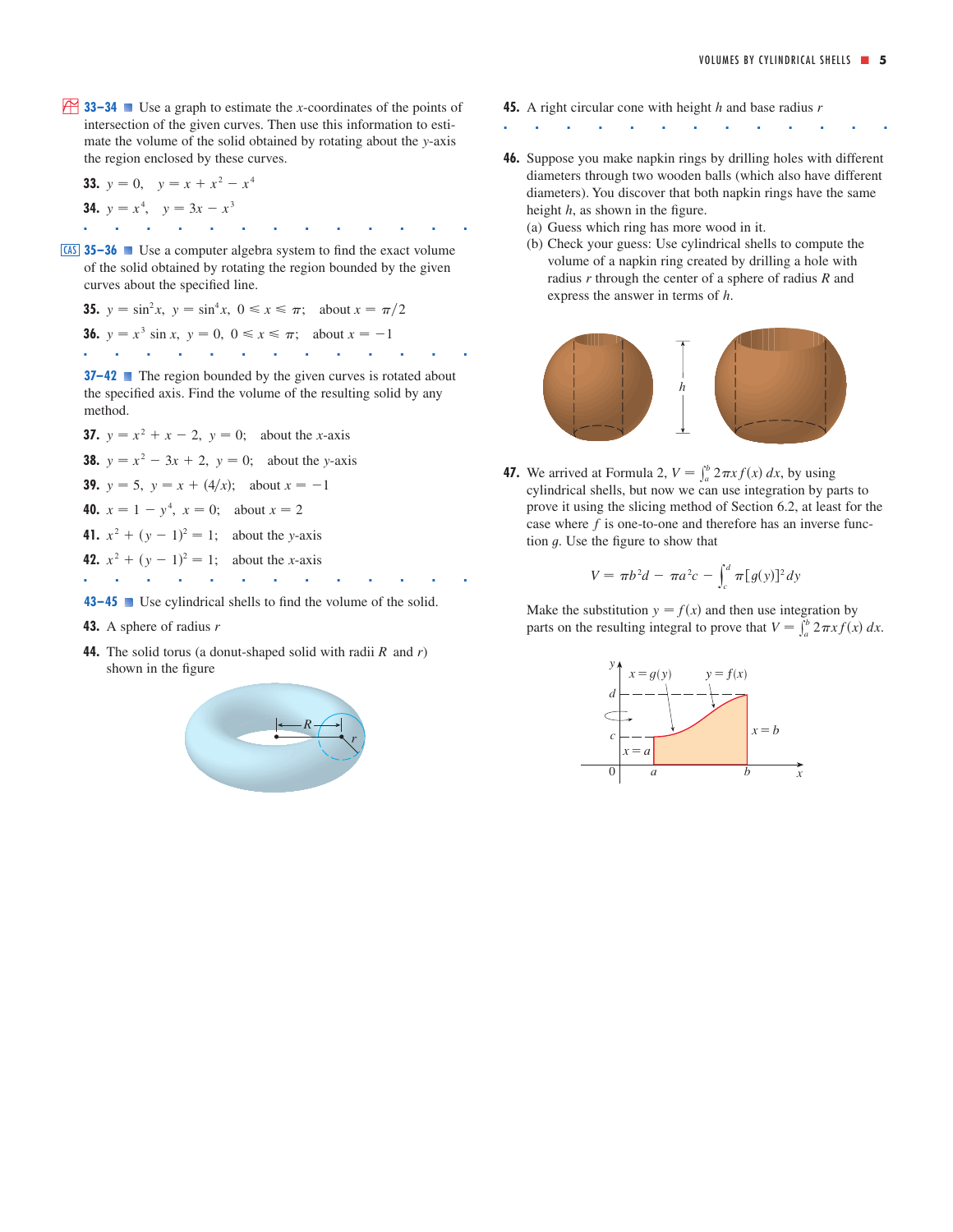**33–34** Use a graph to estimate the $x$-coordinates of the points of intersection of the given curves. Then use this information to estimate the volume of the solid obtained by rotating about the $y$-axis the region enclosed by these curves.

**33.** $y = 0, \quad y = x + x^2 - x^4$

**34.** $y = x^4, \quad y = 3x - x^3$

**35–36** Use a computer algebra system to find the exact volume of the solid obtained by rotating the region bounded by the given curves about the specified line.

**35.** $y = \sin^2 x, \ y = \sin^4 x, \ 0 \leqslant x \leqslant \pi; \quad$ about $x = \pi/2$

**36.** $y = x^3 \sin x, \ y = 0, \ 0 \leqslant x \leqslant \pi; \quad$ about $x = -1$

**37–42** The region bounded by the given curves is rotated about the specified axis. Find the volume of the resulting solid by any method.

**37.** $y = x^2 + x - 2, \ y = 0; \quad$ about the $x$-axis

**38.** $y = x^2 - 3x + 2, \ y = 0; \quad$ about the $y$-axis

**39.** $y = 5, \ y = x + (4/x); \quad$ about $x = -1$

**40.** $x = 1 - y^4, \ x = 0; \quad$ about $x = 2$

**41.** $x^2 + (y - 1)^2 = 1; \quad$ about the $y$-axis

**42.** $x^2 + (y - 1)^2 = 1; \quad$ about the $x$-axis

**43–45** Use cylindrical shells to find the volume of the solid.

**43.** A sphere of radius $r$

**44.** The solid torus (a donut-shaped solid with radii $R$ and $r$) shown in the figure

**45.** A right circular cone with height $h$ and base radius $r$

**46.** Suppose you make napkin rings by drilling holes with different diameters through two wooden balls (which also have different diameters). You discover that both napkin rings have the same height $h$, as shown in the figure.

(a) Guess which ring has more wood in it.

(b) Check your guess: Use cylindrical shells to compute the volume of a napkin ring created by drilling a hole with radius $r$ through the center of a sphere of radius $R$ and express the answer in terms of $h$.

**47.** We arrived at Formula 2, $V = \int_a^b 2\pi x f(x)\,dx$, by using cylindrical shells, but now we can use integration by parts to prove it using the slicing method of Section 6.2, at least for the case where $f$ is one-to-one and therefore has an inverse function $g$. Use the figure to show that

$$V = \pi b^2 d - \pi a^2 c - \int_c^d \pi [g(y)]^2\,dy$$

Make the substitution $y = f(x)$ and then use integration by parts on the resulting integral to prove that $V = \int_a^b 2\pi x f(x)\,dx$.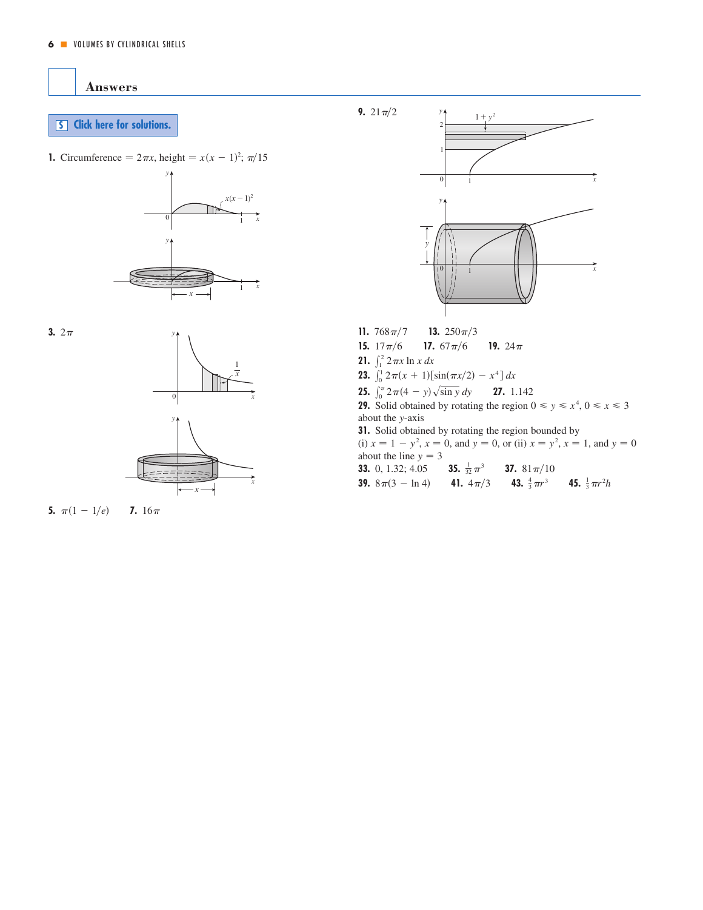## Answers

**S** Click here for solutions.

**1.** Circumference $= 2\pi x$, height $= x(x-1)^2$; $\pi/15$

**3.** $2\pi$

**5.** $\pi(1 - 1/e)$ **7.** $16\pi$

**9.** $21\pi/2$

**11.** $768\pi/7$ **13.** $250\pi/3$

**15.** $17\pi/6$ **17.** $67\pi/6$ **19.** $24\pi$

**21.** $\int_1^2 2\pi x \ln x \, dx$

**23.** $\int_0^1 2\pi(x+1)[\sin(\pi x/2) - x^4]\, dx$

**25.** $\int_0^{\pi} 2\pi(4-y)\sqrt{\sin y}\, dy$ **27.** 1.142

**29.** Solid obtained by rotating the region $0 \leqslant y \leqslant x^4$, $0 \leqslant x \leqslant 3$ about the $y$-axis

**31.** Solid obtained by rotating the region bounded by (i) $x = 1 - y^2$, $x = 0$, and $y = 0$, or (ii) $x = y^2$, $x = 1$, and $y = 0$ about the line $y = 3$

**33.** 0, 1.32; 4.05 **35.** $\frac{1}{32}\pi^3$ **37.** $81\pi/10$

**39.** $8\pi(3 - \ln 4)$ **41.** $4\pi/3$ **43.** $\frac{4}{3}\pi r^3$ **45.** $\frac{1}{3}\pi r^2 h$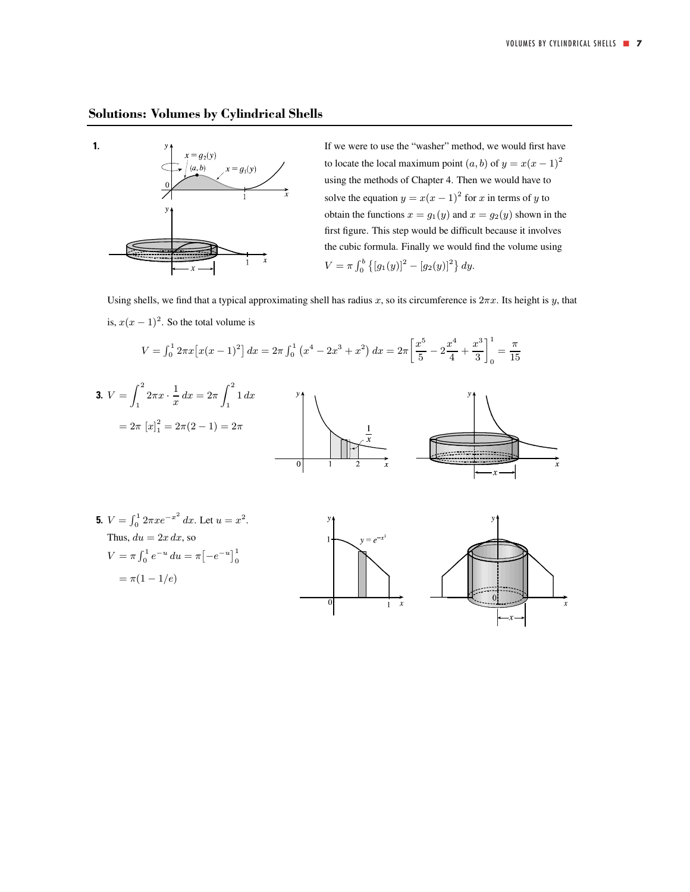## Solutions: Volumes by Cylindrical Shells

**1.** If we were to use the "washer" method, we would first have to locate the local maximum point $(a, b)$ of $y = x(x-1)^2$ using the methods of Chapter 4. Then we would have to solve the equation $y = x(x-1)^2$ for $x$ in terms of $y$ to obtain the functions $x = g_1(y)$ and $x = g_2(y)$ shown in the first figure. This step would be difficult because it involves the cubic formula. Finally we would find the volume using $V = \pi \int_0^b \left\{[g_1(y)]^2 - [g_2(y)]^2\right\} dy$.

Using shells, we find that a typical approximating shell has radius $x$, so its circumference is $2\pi x$. Its height is $y$, that is, $x(x-1)^2$. So the total volume is

$$V = \int_0^1 2\pi x\left[x(x-1)^2\right] dx = 2\pi \int_0^1 \left(x^4 - 2x^3 + x^2\right) dx = 2\pi \left[\frac{x^5}{5} - 2\frac{x^4}{4} + \frac{x^3}{3}\right]_0^1 = \frac{\pi}{15}$$

**3.** $V = \displaystyle\int_1^2 2\pi x \cdot \frac{1}{x}\, dx = 2\pi \int_1^2 1\, dx$

$= 2\pi \left[x\right]_1^2 = 2\pi(2-1) = 2\pi$

**5.** $V = \int_0^1 2\pi x e^{-x^2}\, dx$. Let $u = x^2$.

Thus, $du = 2x\, dx$, so

$V = \pi \int_0^1 e^{-u}\, du = \pi\left[-e^{-u}\right]_0^1$

$= \pi(1 - 1/e)$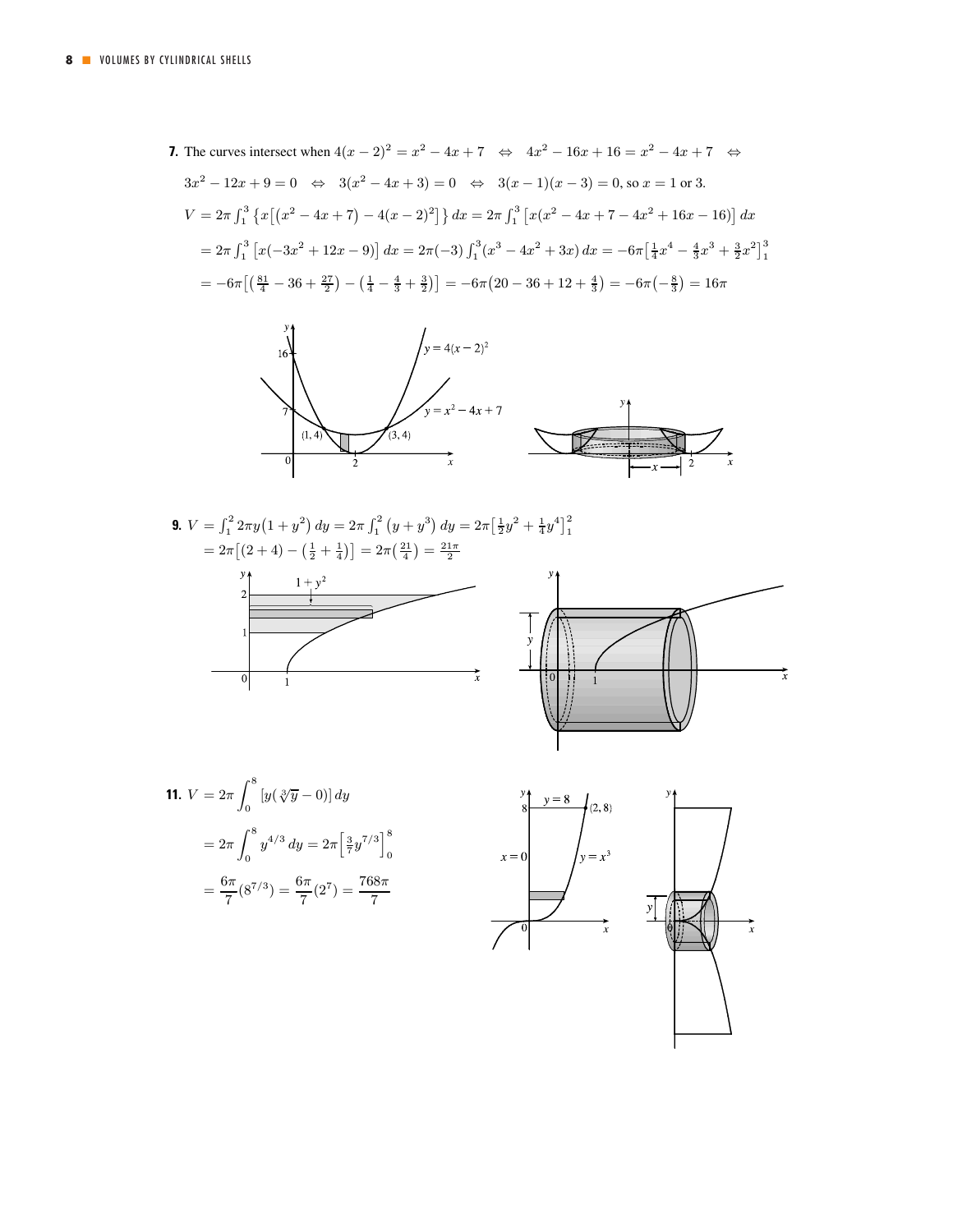**7.** The curves intersect when $4(x-2)^2 = x^2 - 4x + 7 \;\Leftrightarrow\; 4x^2 - 16x + 16 = x^2 - 4x + 7 \;\Leftrightarrow$

$3x^2 - 12x + 9 = 0 \;\Leftrightarrow\; 3(x^2 - 4x + 3) = 0 \;\Leftrightarrow\; 3(x-1)(x-3) = 0$, so $x = 1$ or $3$.

$$V = 2\pi \int_1^3 \left\{ x\left[\left(x^2 - 4x + 7\right) - 4(x-2)^2\right] \right\} dx = 2\pi \int_1^3 \left[ x(x^2 - 4x + 7 - 4x^2 + 16x - 16) \right] dx$$

$$= 2\pi \int_1^3 \left[ x(-3x^2 + 12x - 9) \right] dx = 2\pi(-3) \int_1^3 (x^3 - 4x^2 + 3x)\, dx = -6\pi \left[ \tfrac{1}{4}x^4 - \tfrac{4}{3}x^3 + \tfrac{3}{2}x^2 \right]_1^3$$

$$= -6\pi \left[ \left( \tfrac{81}{4} - 36 + \tfrac{27}{2} \right) - \left( \tfrac{1}{4} - \tfrac{4}{3} + \tfrac{3}{2} \right) \right] = -6\pi \left( 20 - 36 + 12 + \tfrac{4}{3} \right) = -6\pi \left( -\tfrac{8}{3} \right) = 16\pi$$

**9.** $V = \int_1^2 2\pi y(1 + y^2)\, dy = 2\pi \int_1^2 (y + y^3)\, dy = 2\pi \left[ \frac{1}{2}y^2 + \frac{1}{4}y^4 \right]_1^2$

$= 2\pi \left[ (2 + 4) - \left( \frac{1}{2} + \frac{1}{4} \right) \right] = 2\pi \left( \frac{21}{4} \right) = \frac{21\pi}{2}$

**11.** 
$$V = 2\pi \int_0^8 \left[ y\left(\sqrt[3]{y} - 0\right) \right] dy$$

$$= 2\pi \int_0^8 y^{4/3}\, dy = 2\pi \left[ \tfrac{3}{7} y^{7/3} \right]_0^8$$

$$= \frac{6\pi}{7}\left(8^{7/3}\right) = \frac{6\pi}{7}\left(2^7\right) = \frac{768\pi}{7}$$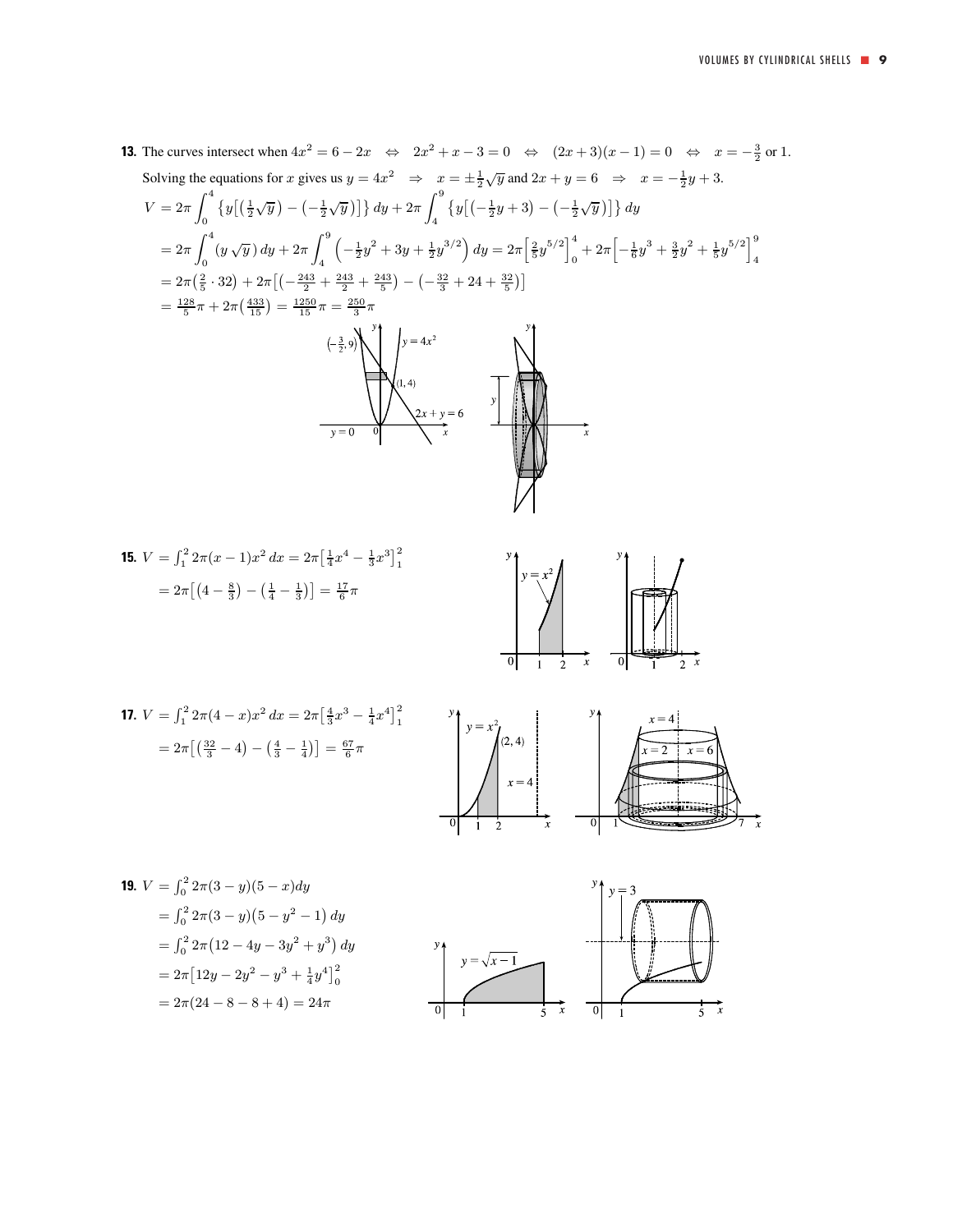**13.** The curves intersect when $4x^2 = 6 - 2x \quad \Leftrightarrow \quad 2x^2 + x - 3 = 0 \quad \Leftrightarrow \quad (2x+3)(x-1) = 0 \quad \Leftrightarrow \quad x = -\frac{3}{2}$ or 1.

Solving the equations for $x$ gives us $y = 4x^2 \quad \Rightarrow \quad x = \pm\frac{1}{2}\sqrt{y}$ and $2x + y = 6 \quad \Rightarrow \quad x = -\frac{1}{2}y + 3$.

$$
\begin{aligned}
V &= 2\pi \int_0^4 \left\{ y\left[ \left(\tfrac{1}{2}\sqrt{y}\right) - \left(-\tfrac{1}{2}\sqrt{y}\right) \right] \right\} dy + 2\pi \int_4^9 \left\{ y\left[ \left(-\tfrac{1}{2}y + 3\right) - \left(-\tfrac{1}{2}\sqrt{y}\right) \right] \right\} dy \\
&= 2\pi \int_0^4 \left( y\sqrt{y} \right) dy + 2\pi \int_4^9 \left( -\tfrac{1}{2}y^2 + 3y + \tfrac{1}{2}y^{3/2} \right) dy = 2\pi \left[ \tfrac{2}{5}y^{5/2} \right]_0^4 + 2\pi \left[ -\tfrac{1}{6}y^3 + \tfrac{3}{2}y^2 + \tfrac{1}{5}y^{5/2} \right]_4^9 \\
&= 2\pi\left(\tfrac{2}{5} \cdot 32\right) + 2\pi\left[ \left(-\tfrac{243}{2} + \tfrac{243}{2} + \tfrac{243}{5}\right) - \left(-\tfrac{32}{3} + 24 + \tfrac{32}{5}\right) \right] \\
&= \tfrac{128}{5}\pi + 2\pi\left(\tfrac{433}{15}\right) = \tfrac{1250}{15}\pi = \tfrac{250}{3}\pi
\end{aligned}
$$

**15.** 
$$
\begin{aligned}
V &= \int_1^2 2\pi(x-1)x^2\,dx = 2\pi\left[\tfrac{1}{4}x^4 - \tfrac{1}{3}x^3\right]_1^2 \\
&= 2\pi\left[\left(4 - \tfrac{8}{3}\right) - \left(\tfrac{1}{4} - \tfrac{1}{3}\right)\right] = \tfrac{17}{6}\pi
\end{aligned}
$$

**17.** 
$$
\begin{aligned}
V &= \int_1^2 2\pi(4-x)x^2\,dx = 2\pi\left[\tfrac{4}{3}x^3 - \tfrac{1}{4}x^4\right]_1^2 \\
&= 2\pi\left[\left(\tfrac{32}{3} - 4\right) - \left(\tfrac{4}{3} - \tfrac{1}{4}\right)\right] = \tfrac{67}{6}\pi
\end{aligned}
$$

**19.** 
$$
\begin{aligned}
V &= \int_0^2 2\pi(3-y)(5-x)dy \\
&= \int_0^2 2\pi(3-y)\left(5 - y^2 - 1\right) dy \\
&= \int_0^2 2\pi\left(12 - 4y - 3y^2 + y^3\right) dy \\
&= 2\pi\left[12y - 2y^2 - y^3 + \tfrac{1}{4}y^4\right]_0^2 \\
&= 2\pi(24 - 8 - 8 + 4) = 24\pi
\end{aligned}
$$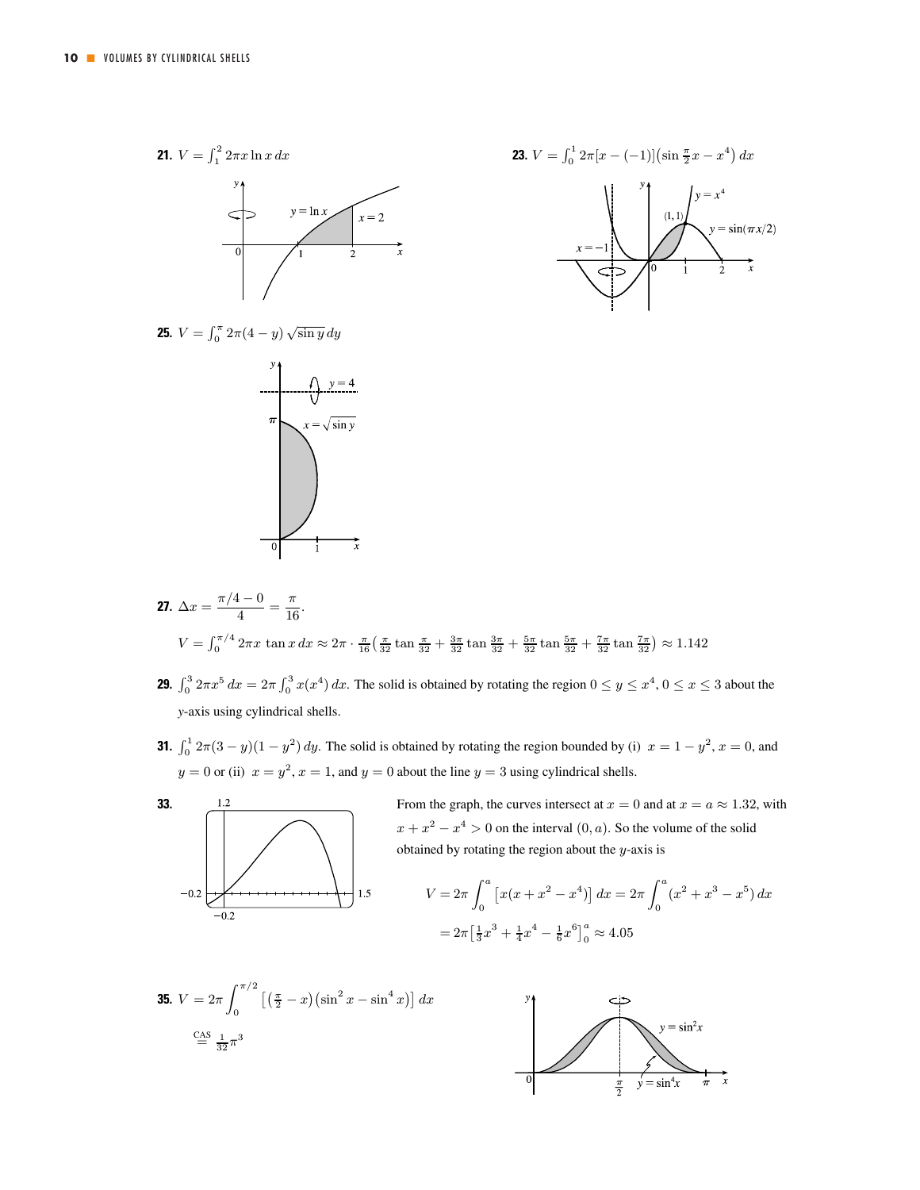**21.** $V = \int_1^2 2\pi x \ln x \, dx$

**23.** $V = \int_0^1 2\pi[x - (-1)]\left(\sin \frac{\pi}{2}x - x^4\right) dx$

**25.** $V = \int_0^{\pi} 2\pi(4 - y)\sqrt{\sin y}\, dy$

**27.** $\Delta x = \dfrac{\pi/4 - 0}{4} = \dfrac{\pi}{16}$.

$V = \int_0^{\pi/4} 2\pi x \tan x \, dx \approx 2\pi \cdot \frac{\pi}{16}\left(\frac{\pi}{32}\tan\frac{\pi}{32} + \frac{3\pi}{32}\tan\frac{3\pi}{32} + \frac{5\pi}{32}\tan\frac{5\pi}{32} + \frac{7\pi}{32}\tan\frac{7\pi}{32}\right) \approx 1.142$

**29.** $\int_0^3 2\pi x^5 \, dx = 2\pi \int_0^3 x(x^4)\, dx$. The solid is obtained by rotating the region $0 \le y \le x^4$, $0 \le x \le 3$ about the $y$-axis using cylindrical shells.

**31.** $\int_0^1 2\pi(3 - y)(1 - y^2)\, dy$. The solid is obtained by rotating the region bounded by (i) $x = 1 - y^2$, $x = 0$, and $y = 0$ or (ii) $x = y^2$, $x = 1$, and $y = 0$ about the line $y = 3$ using cylindrical shells.

**33.** From the graph, the curves intersect at $x = 0$ and at $x = a \approx 1.32$, with $x + x^2 - x^4 > 0$ on the interval $(0, a)$. So the volume of the solid obtained by rotating the region about the $y$-axis is

$$V = 2\pi \int_0^a \left[x(x + x^2 - x^4)\right] dx = 2\pi \int_0^a (x^2 + x^3 - x^5)\, dx$$

$$= 2\pi\left[\tfrac{1}{3}x^3 + \tfrac{1}{4}x^4 - \tfrac{1}{6}x^6\right]_0^a \approx 4.05$$

**35.** $V = 2\pi \displaystyle\int_0^{\pi/2} \left[\left(\tfrac{\pi}{2} - x\right)\left(\sin^2 x - \sin^4 x\right)\right] dx$

$\overset{\text{CAS}}{=} \frac{1}{32}\pi^3$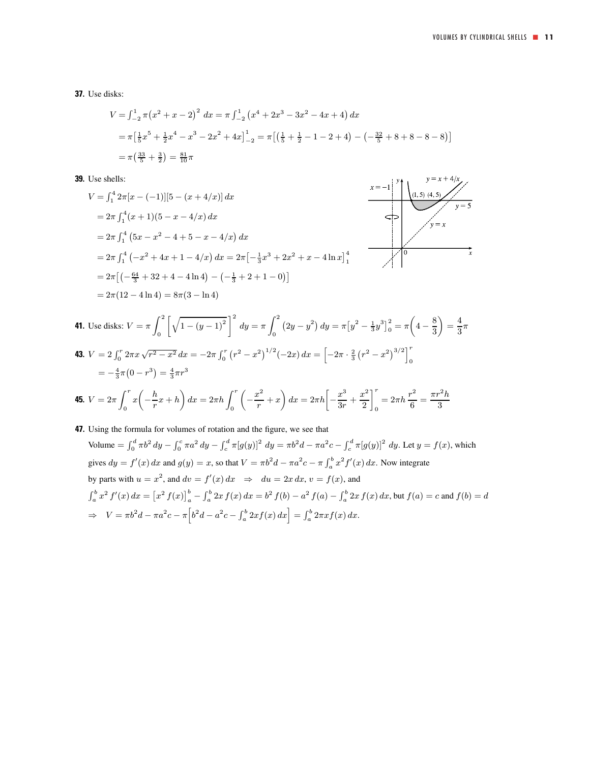**37.** Use disks:

$$V = \int_{-2}^{1} \pi\left(x^2 + x - 2\right)^2\, dx = \pi \int_{-2}^{1} \left(x^4 + 2x^3 - 3x^2 - 4x + 4\right) dx$$

$$= \pi\left[\tfrac{1}{5}x^5 + \tfrac{1}{2}x^4 - x^3 - 2x^2 + 4x\right]_{-2}^{1} = \pi\left[\left(\tfrac{1}{5} + \tfrac{1}{2} - 1 - 2 + 4\right) - \left(-\tfrac{32}{5} + 8 + 8 - 8 - 8\right)\right]$$

$$= \pi\left(\tfrac{33}{5} + \tfrac{3}{2}\right) = \tfrac{81}{10}\pi$$

**39.** Use shells:

$$V = \int_{1}^{4} 2\pi[x - (-1)][5 - (x + 4/x)]\, dx$$

$$= 2\pi \int_{1}^{4} (x+1)(5 - x - 4/x)\, dx$$

$$= 2\pi \int_{1}^{4} \left(5x - x^2 - 4 + 5 - x - 4/x\right) dx$$

$$= 2\pi \int_{1}^{4} \left(-x^2 + 4x + 1 - 4/x\right) dx = 2\pi\left[-\tfrac{1}{3}x^3 + 2x^2 + x - 4\ln x\right]_{1}^{4}$$

$$= 2\pi\left[\left(-\tfrac{64}{3} + 32 + 4 - 4\ln 4\right) - \left(-\tfrac{1}{3} + 2 + 1 - 0\right)\right]$$

$$= 2\pi(12 - 4\ln 4) = 8\pi(3 - \ln 4)$$

$x = -1$

$y$

$y = x + 4/x$

(1, 5) (4, 5)

$y = 5$

$y = x$

0

$x$

**41.** Use disks: $V = \pi \displaystyle\int_{0}^{2} \left[\sqrt{1 - (y-1)^2}\,\right]^2 dy = \pi \int_{0}^{2} \left(2y - y^2\right) dy = \pi\left[y^2 - \tfrac{1}{3}y^3\right]_{0}^{2} = \pi\left(4 - \frac{8}{3}\right) = \frac{4}{3}\pi$

**43.** $V = 2\int_{0}^{r} 2\pi x\sqrt{r^2 - x^2}\, dx = -2\pi \int_{0}^{r} \left(r^2 - x^2\right)^{1/2}(-2x)\, dx = \left[-2\pi \cdot \tfrac{2}{3}\left(r^2 - x^2\right)^{3/2}\right]_{0}^{r}$

$= -\tfrac{4}{3}\pi\left(0 - r^3\right) = \tfrac{4}{3}\pi r^3$

**45.** $V = 2\pi \displaystyle\int_{0}^{r} x\left(-\frac{h}{r}x + h\right) dx = 2\pi h \int_{0}^{r} \left(-\frac{x^2}{r} + x\right) dx = 2\pi h\left[-\frac{x^3}{3r} + \frac{x^2}{2}\right]_{0}^{r} = 2\pi h\, \frac{r^2}{6} = \frac{\pi r^2 h}{3}$

**47.** Using the formula for volumes of rotation and the figure, we see that

Volume $= \int_{0}^{d} \pi b^2\, dy - \int_{0}^{c} \pi a^2\, dy - \int_{c}^{d} \pi[g(y)]^2\, dy = \pi b^2 d - \pi a^2 c - \int_{c}^{d} \pi[g(y)]^2\, dy$. Let $y = f(x)$, which gives $dy = f'(x)\, dx$ and $g(y) = x$, so that $V = \pi b^2 d - \pi a^2 c - \pi \int_{a}^{b} x^2 f'(x)\, dx$. Now integrate by parts with $u = x^2$, and $dv = f'(x)\, dx \;\;\Rightarrow\;\; du = 2x\, dx$, $v = f(x)$, and

$\int_{a}^{b} x^2 f'(x)\, dx = \left[x^2 f(x)\right]_{a}^{b} - \int_{a}^{b} 2x\, f(x)\, dx = b^2 f(b) - a^2 f(a) - \int_{a}^{b} 2x\, f(x)\, dx$, but $f(a) = c$ and $f(b) = d$

$\Rightarrow \;\; V = \pi b^2 d - \pi a^2 c - \pi\left[b^2 d - a^2 c - \int_{a}^{b} 2x f(x)\, dx\right] = \int_{a}^{b} 2\pi x f(x)\, dx.$